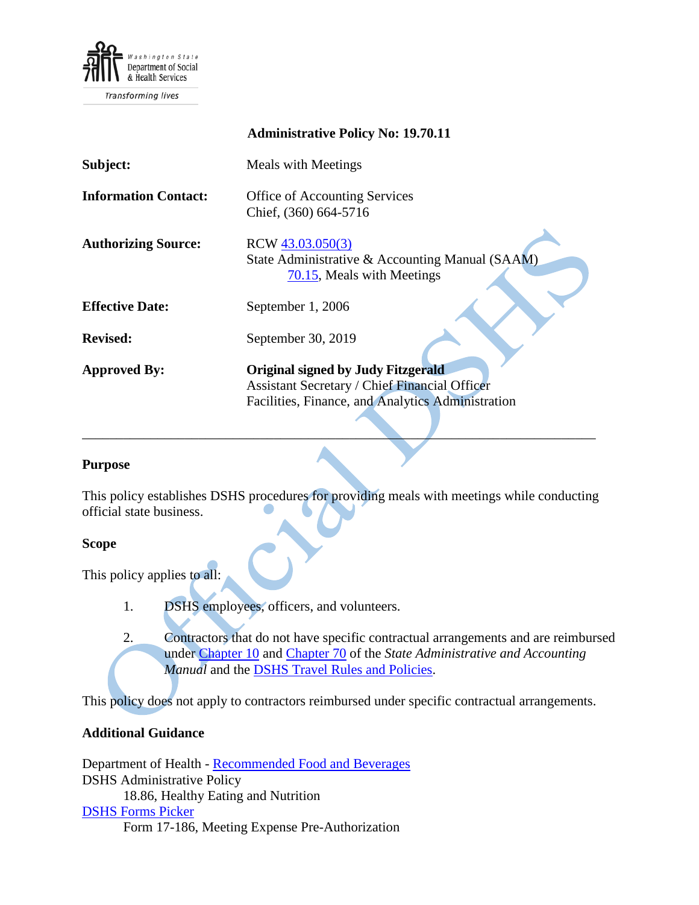**Administrative Policy No: 19.70.11**

| | |
|---|---|
| **Subject:** | Meals with Meetings |
| **Information Contact:** | Office of Accounting Services<br>Chief, (360) 664-5716 |
| **Authorizing Source:** | RCW 43.03.050(3)<br>State Administrative & Accounting Manual (SAAM) 70.15, Meals with Meetings |
| **Effective Date:** | September 1, 2006 |
| **Revised:** | September 30, 2019 |
| **Approved By:** | **Original signed by Judy Fitzgerald**<br>Assistant Secretary / Chief Financial Officer<br>Facilities, Finance, and Analytics Administration |

---

## Purpose

This policy establishes DSHS procedures for providing meals with meetings while conducting official state business.

## Scope

This policy applies to all:

1. DSHS employees, officers, and volunteers.

2. Contractors that do not have specific contractual arrangements and are reimbursed under Chapter 10 and Chapter 70 of the *State Administrative and Accounting Manual* and the DSHS Travel Rules and Policies.

This policy does not apply to contractors reimbursed under specific contractual arrangements.

## Additional Guidance

Department of Health - Recommended Food and Beverages
DSHS Administrative Policy
    18.86, Healthy Eating and Nutrition
DSHS Forms Picker
    Form 17-186, Meeting Expense Pre-Authorization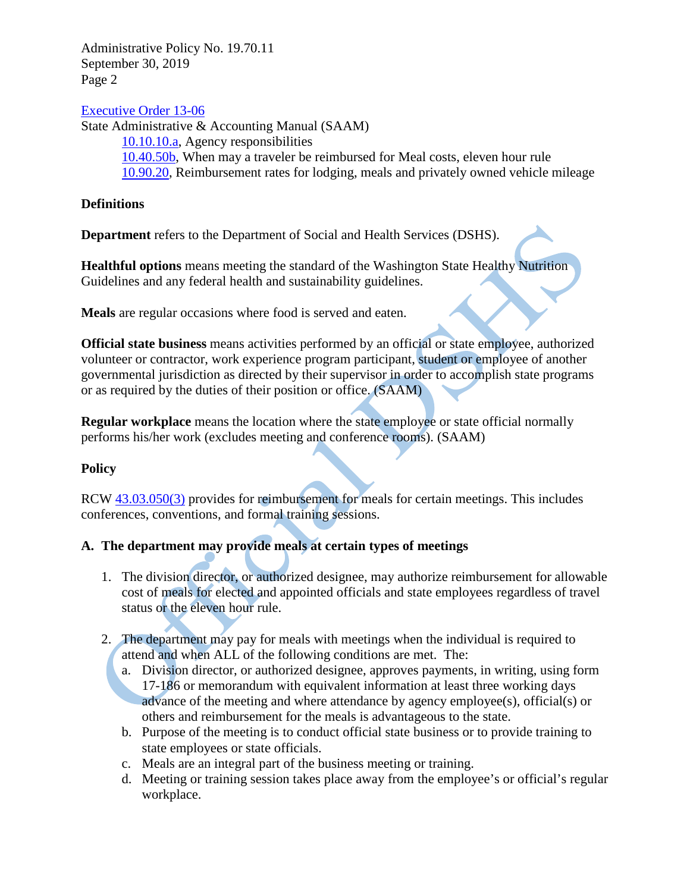Executive Order 13-06

State Administrative & Accounting Manual (SAAM)

- 10.10.10.a, Agency responsibilities
- 10.40.50b, When may a traveler be reimbursed for Meal costs, eleven hour rule
- 10.90.20, Reimbursement rates for lodging, meals and privately owned vehicle mileage

## Definitions

**Department** refers to the Department of Social and Health Services (DSHS).

**Healthful options** means meeting the standard of the Washington State Healthy Nutrition Guidelines and any federal health and sustainability guidelines.

**Meals** are regular occasions where food is served and eaten.

**Official state business** means activities performed by an official or state employee, authorized volunteer or contractor, work experience program participant, student or employee of another governmental jurisdiction as directed by their supervisor in order to accomplish state programs or as required by the duties of their position or office. (SAAM)

**Regular workplace** means the location where the state employee or state official normally performs his/her work (excludes meeting and conference rooms). (SAAM)

## Policy

RCW 43.03.050(3) provides for reimbursement for meals for certain meetings. This includes conferences, conventions, and formal training sessions.

### A. The department may provide meals at certain types of meetings

1. The division director, or authorized designee, may authorize reimbursement for allowable cost of meals for elected and appointed officials and state employees regardless of travel status or the eleven hour rule.

2. The department may pay for meals with meetings when the individual is required to attend and when ALL of the following conditions are met. The:
   a. Division director, or authorized designee, approves payments, in writing, using form 17-186 or memorandum with equivalent information at least three working days advance of the meeting and where attendance by agency employee(s), official(s) or others and reimbursement for the meals is advantageous to the state.
   b. Purpose of the meeting is to conduct official state business or to provide training to state employees or state officials.
   c. Meals are an integral part of the business meeting or training.
   d. Meeting or training session takes place away from the employee's or official's regular workplace.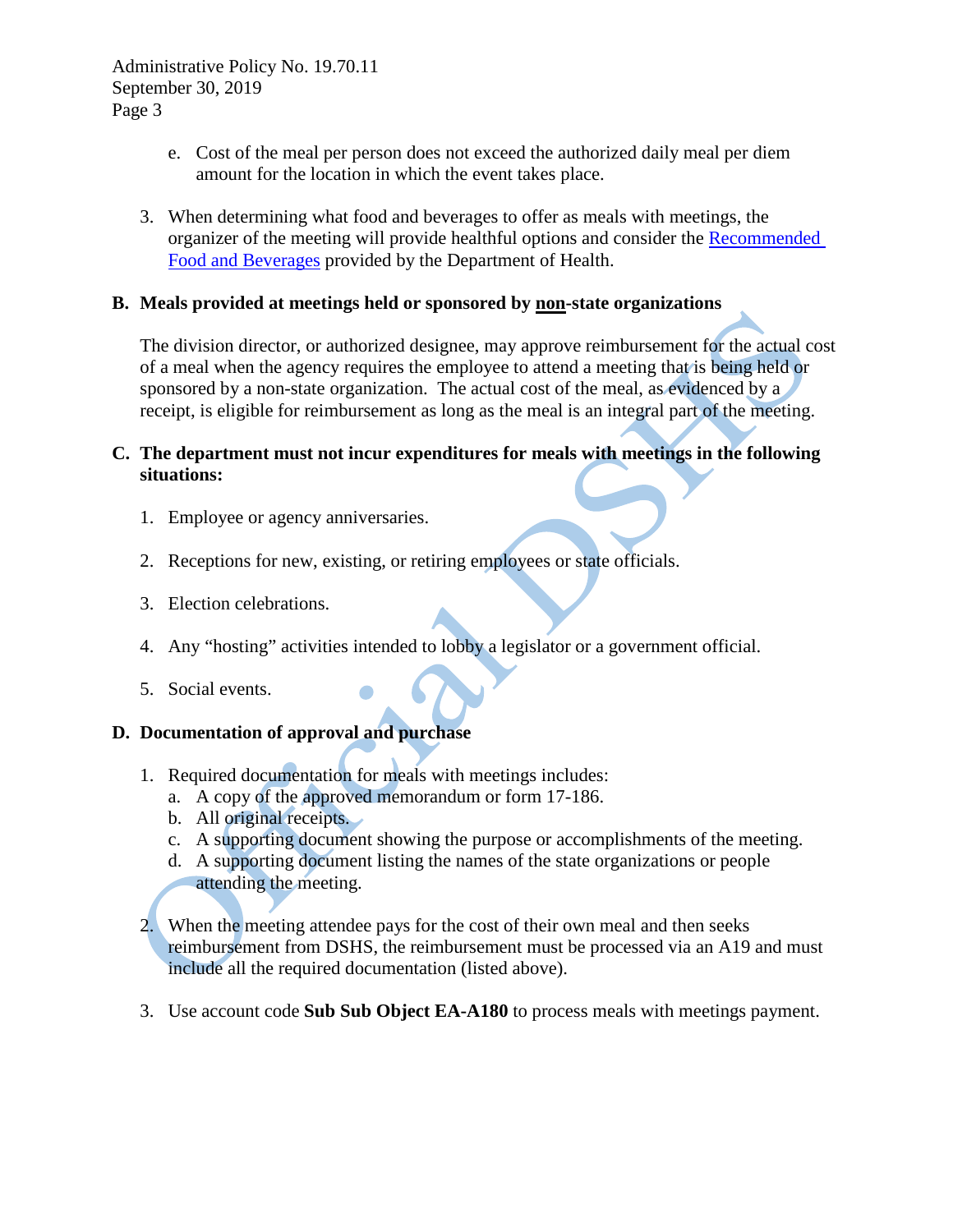e. Cost of the meal per person does not exceed the authorized daily meal per diem amount for the location in which the event takes place.

3. When determining what food and beverages to offer as meals with meetings, the organizer of the meeting will provide healthful options and consider the [Recommended Food and Beverages] provided by the Department of Health.

**B. Meals provided at meetings held or sponsored by <u>non</u>-state organizations**

The division director, or authorized designee, may approve reimbursement for the actual cost of a meal when the agency requires the employee to attend a meeting that is being held or sponsored by a non-state organization. The actual cost of the meal, as evidenced by a receipt, is eligible for reimbursement as long as the meal is an integral part of the meeting.

**C. The department must not incur expenditures for meals with meetings in the following situations:**

1. Employee or agency anniversaries.

2. Receptions for new, existing, or retiring employees or state officials.

3. Election celebrations.

4. Any "hosting" activities intended to lobby a legislator or a government official.

5. Social events.

**D. Documentation of approval and purchase**

1. Required documentation for meals with meetings includes:
   a. A copy of the approved memorandum or form 17-186.
   b. All original receipts.
   c. A supporting document showing the purpose or accomplishments of the meeting.
   d. A supporting document listing the names of the state organizations or people attending the meeting.

2. When the meeting attendee pays for the cost of their own meal and then seeks reimbursement from DSHS, the reimbursement must be processed via an A19 and must include all the required documentation (listed above).

3. Use account code **Sub Sub Object EA-A180** to process meals with meetings payment.